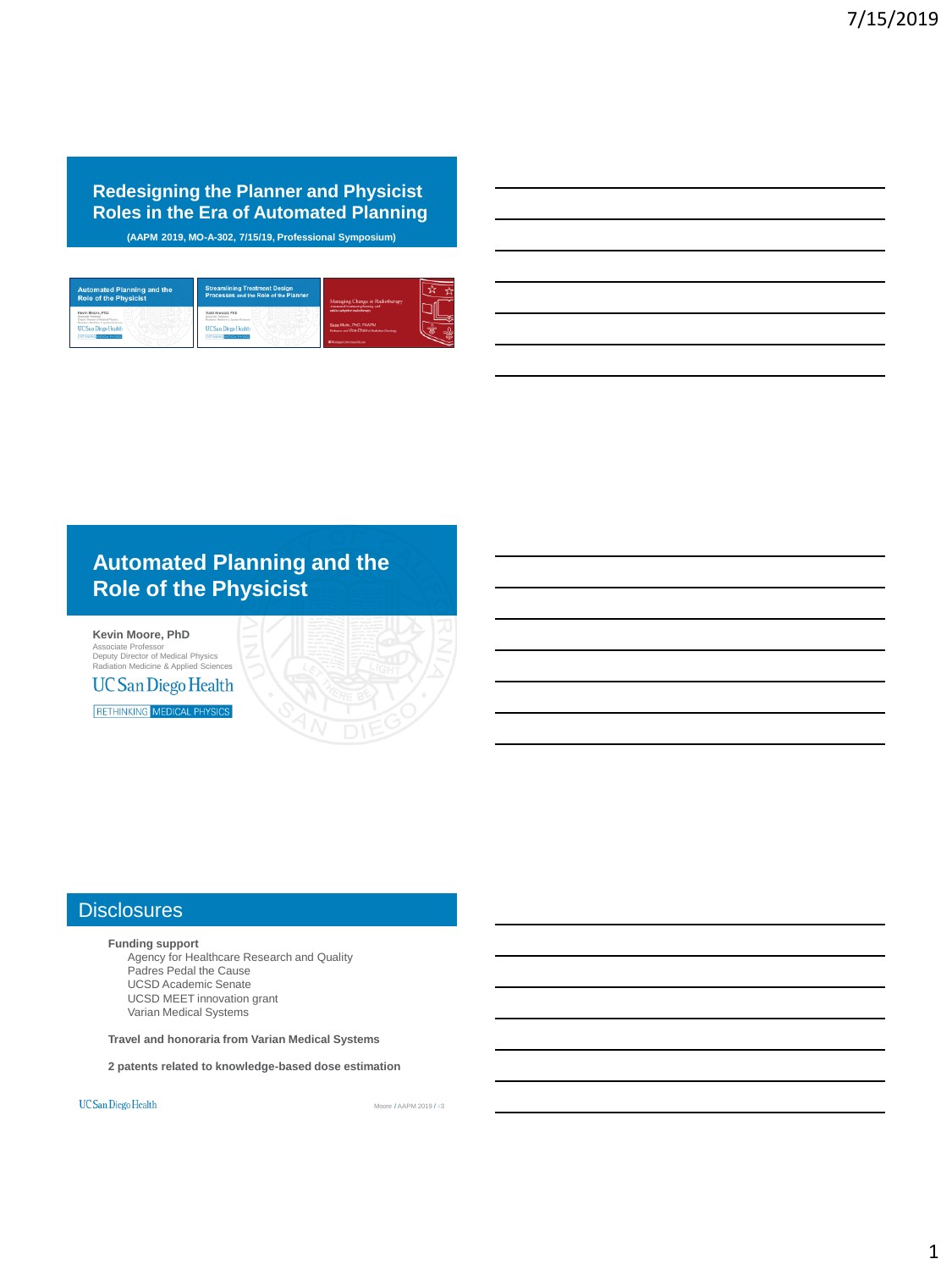## Redesigning the Planner and Physicist Roles in the Era of Automated Planning

**(AAPM 2019, MO-A-302, 7/15/19, Professional Symposium)**

## Automated Planning and the Role of the Physicist

**Kevin Moore, PhD**
Associate Professor
Deputy Director of Medical Physics
Radiation Medicine & Applied Sciences

UC San Diego Health

RETHINKING MEDICAL PHYSICS

## Disclosures

**Funding support**

- Agency for Healthcare Research and Quality
- Padres Pedal the Cause
- UCSD Academic Senate
- UCSD MEET innovation grant
- Varian Medical Systems

**Travel and honoraria from Varian Medical Systems**

**2 patents related to knowledge-based dose estimation**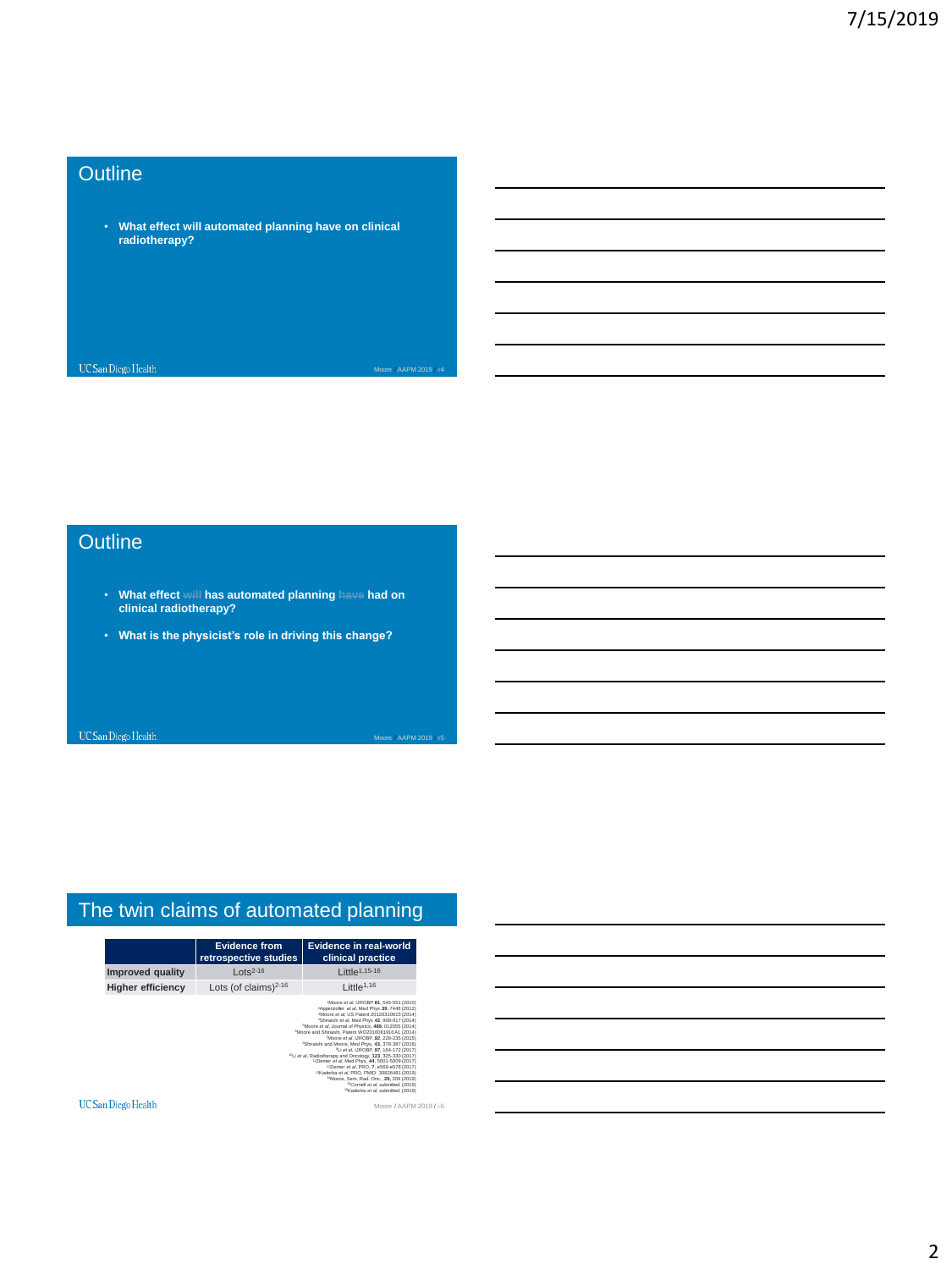## Outline

- What effect will automated planning have on clinical radiotherapy?

## Outline

- What effect ~~will~~ has automated planning ~~have~~ had on clinical radiotherapy?
- What is the physicist's role in driving this change?

## The twin claims of automated planning

| | Evidence from retrospective studies | Evidence in real-world clinical practice |
|---|---|---|
| Improved quality | Lots[2-16] | Little[1,15-16] |
| Higher efficiency | Lots (of claims)[2-16] | Little[1,16] |

[1]Moore *et al*, IJROBP **81**, 545-551 (2010)
[2]Appenzoller *et al*, Med Phys **39**, 7446 (2012)
[3]Moore *et al*, US Patent 20120310615 (2014)
[4]Shiraishi et al, Med Phys **42**, 908-917 (2014)
[5]Moore *et al*, Journal of Physics, **489**, 012055 (2014)
[6]Moore and Shiraishi, Patent WO2016081916A1 (2014)
[7]Moore *et al*, IJROBP, **92**, 228-235 (2015)
[8]Shiraishi and Moore, Med Phys, **43**, 378-387 (2016)
[9]Li *et al*, IJROBP, **97**, 164-172 (2017)
[10]Li *et al*, Radiotherapy and Oncology, **123**, 325-330 (2017)
[11]Ziemer *et al*, Med Phys, **44**, 5001-5009 (2017)
[12]Ziemer *et al*, PRO, **7**, e569-e578 (2017)
[13]Kaderka *et al*, PRO, PMID: 30826483 (2019)
[14]Moore, Sem. Rad. Onc., **29**, 209 (2019)
[15]Cornell *et al*, submitted (2019)
[16]Kaderka *et al*, submitted (2019)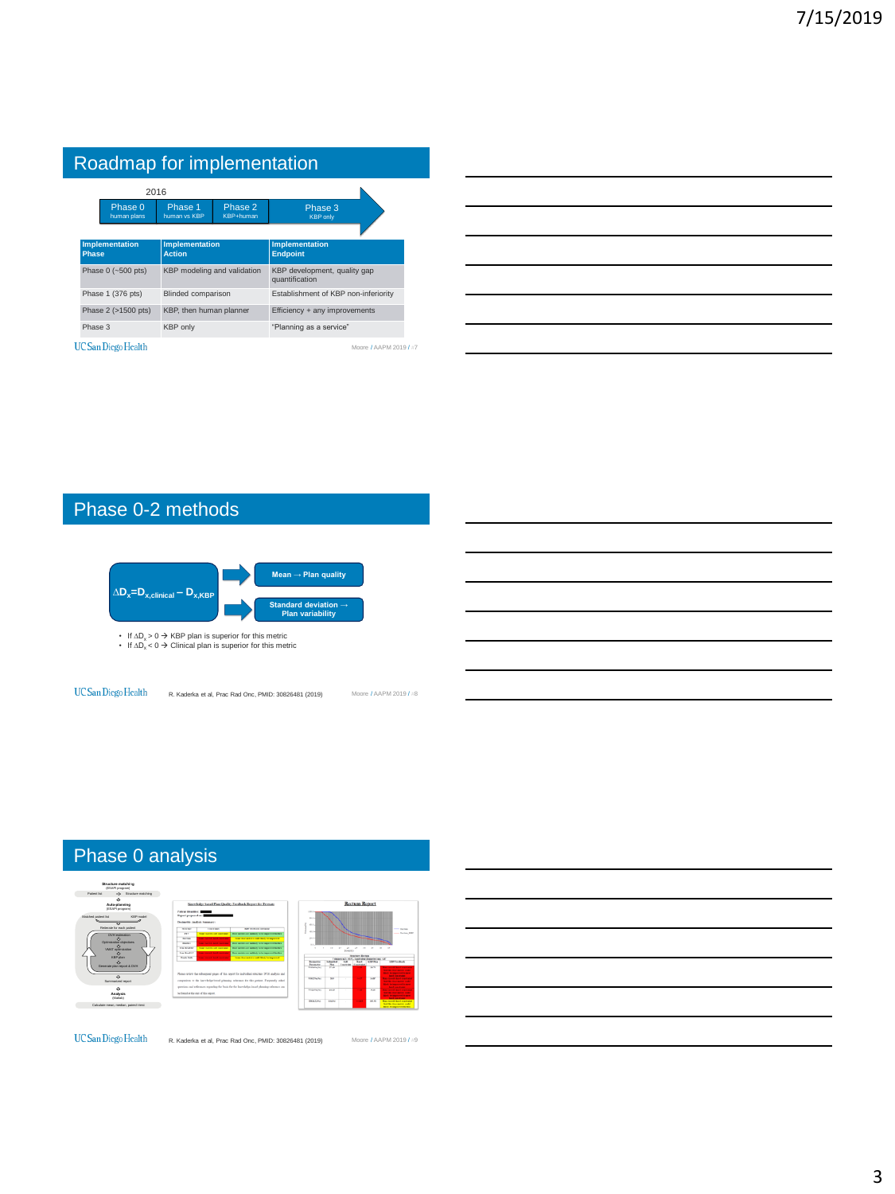## Roadmap for implementation

2016

Phase 0 (human plans) → Phase 1 (human vs KBP) → Phase 2 (KBP+human) → Phase 3 (KBP only)

| Implementation Phase | Implementation Action | Implementation Endpoint |
| --- | --- | --- |
| Phase 0 (~500 pts) | KBP modeling and validation | KBP development, quality gap quantification |
| Phase 1 (376 pts) | Blinded comparison | Establishment of KBP non-inferiority |
| Phase 2 (>1500 pts) | KBP, then human planner | Efficiency + any improvements |
| Phase 3 | KBP only | "Planning as a service" |

Moore / AAPM 2019 / 7

## Phase 0-2 methods

$\Delta D_x = D_{x,clinical} - D_{x,KBP}$

- Mean → Plan quality
- Standard deviation → Plan variability

- If $\Delta D_x > 0$ → KBP plan is superior for this metric
- If $\Delta D_x < 0$ → Clinical plan is superior for this metric

R. Kaderka et al, Prac Rad Onc, PMID: 30826481 (2019)

Moore / AAPM 2019 / 8

## Phase 0 analysis

R. Kaderka et al, Prac Rad Onc, PMID: 30826481 (2019)

Moore / AAPM 2019 / 9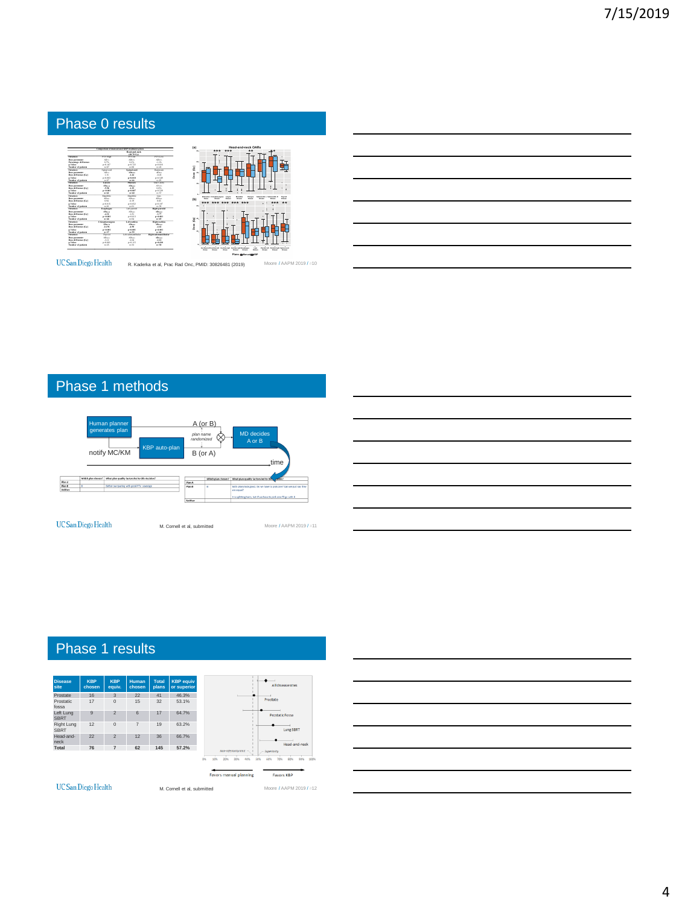## Phase 0 results

R. Kaderka et al, Prac Rad Onc, PMID: 30826481 (2019)

## Phase 1 methods

Human planner generates plan

KBP auto-plan

notify MC/KM

A (or B)

B (or A)

*plan name randomized*

MD decides A or B

time

M. Cornell et al, submitted

## Phase 1 results

| Disease site | KBP chosen | KBP equiv. | Human chosen | Total plans | KBP equiv or superior |
|---|---|---|---|---|---|
| Prostate | 16 | 3 | 22 | 41 | 46.3% |
| Prostatic fossa | 17 | 0 | 15 | 32 | 53.1% |
| Left Lung SBRT | 9 | 2 | 6 | 17 | 64.7% |
| Right Lung SBRT | 12 | 0 | 7 | 19 | 63.2% |
| Head-and-neck | 22 | 2 | 12 | 36 | 66.7% |
| **Total** | **76** | **7** | **62** | **145** | **57.2%** |

M. Cornell et al, submitted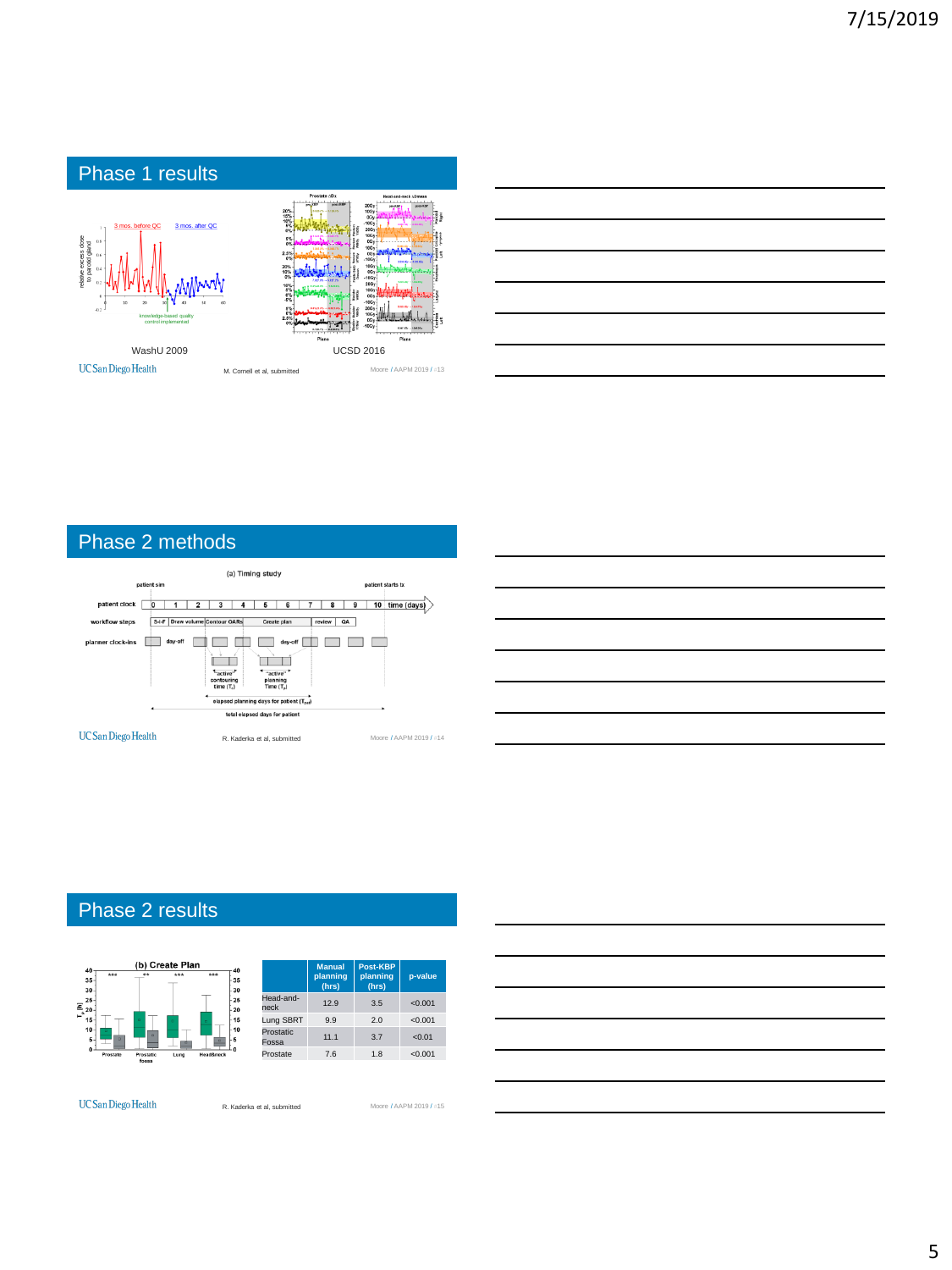## Phase 1 results

WashU 2009

UCSD 2016

M. Cornell et al, submitted

## Phase 2 methods

R. Kaderka et al, submitted

## Phase 2 results

| | Manual planning (hrs) | Post-KBP planning (hrs) | p-value |
|---|---|---|---|
| Head-and-neck | 12.9 | 3.5 | <0.001 |
| Lung SBRT | 9.9 | 2.0 | <0.001 |
| Prostatic Fossa | 11.1 | 3.7 | <0.01 |
| Prostate | 7.6 | 1.8 | <0.001 |

R. Kaderka et al, submitted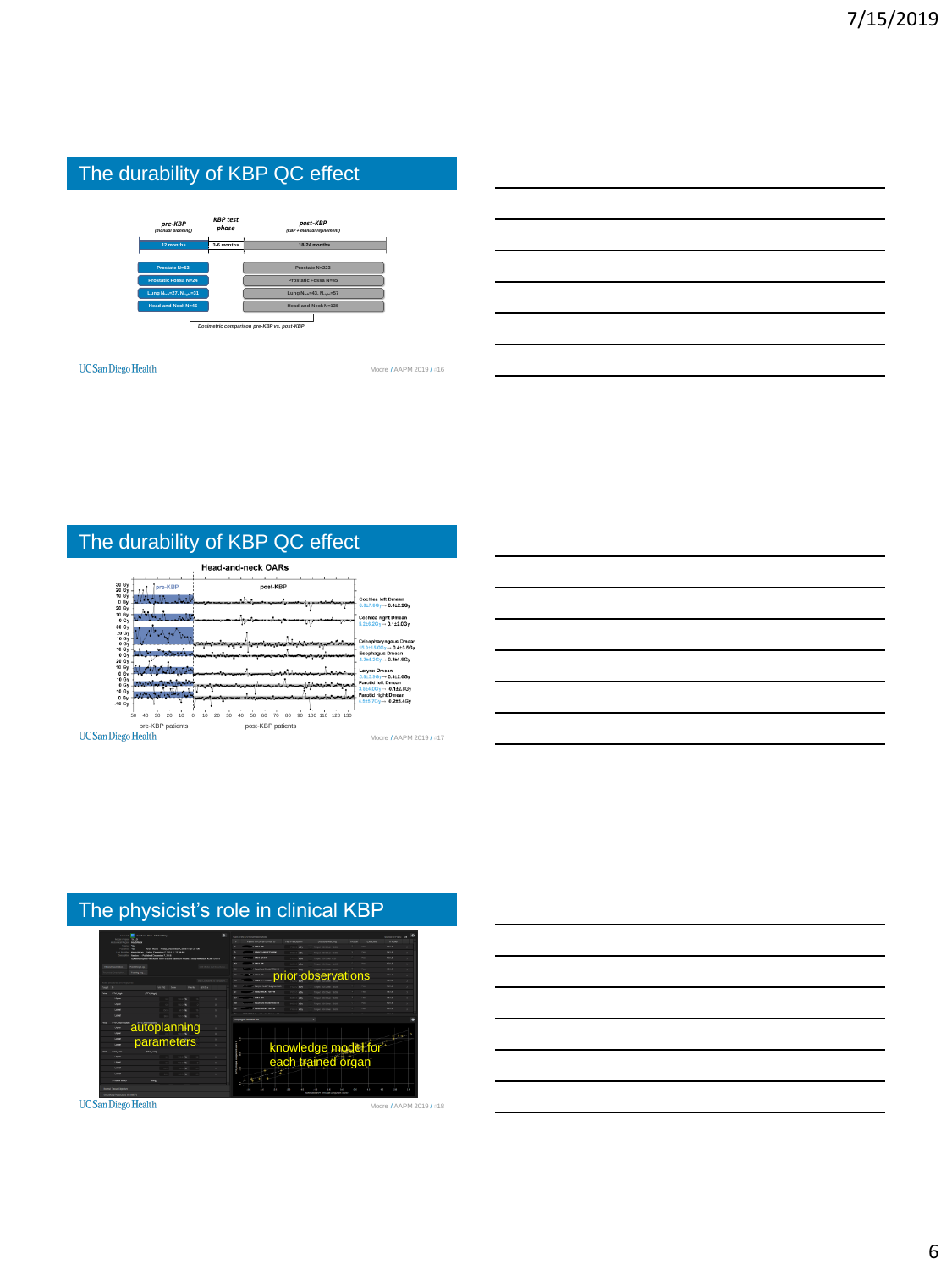## The durability of KBP QC effect

| pre-KBP (manual planning) | KBP test phase | post-KBP (KBP + manual refinement) |
| --- | --- | --- |
| 12 months | 3-6 months | 18-24 months |
| Prostate N=53 | | Prostate N=223 |
| Prostatic Fossa N=24 | | Prostatic Fossa N=45 |
| Lung $N_{left}$=27, $N_{right}$=31 | | Lung $N_{left}$=43, $N_{right}$=57 |
| Head-and-Neck N=46 | | Head-and-Neck N=135 |

*Dosimetric comparison pre-KBP vs. post-KBP*

UC San Diego Health — Moore / AAPM 2019 / 16

## The durability of KBP QC effect

**Head-and-neck OARs**

pre-KBP | post-KBP

- Cochlea left Dmean: 6.3±7.6Gy → 0.9±2.2Gy
- Cochlea right Dmean: 5.2±8.2Gy → 0.1±2.0Gy
- Oesophageal Dmean: 10.6±13.6Gy → 0.4±3.5Gy
- Esophagus Dmean: 4.7±4.3Gy → 0.3±1.9Gy
- Larynx Dmean: 5.1±5.6Gy → 0.1±2.6Gy
- Parotid left Dmean: 3.6±4.0Gy → 0.1±2.8Gy
- Parotid right Dmean: 4.1±5.7Gy → -0.2±3.4Gy

pre-KBP patients | post-KBP patients

UC San Diego Health — Moore / AAPM 2019 / 17

## The physicist's role in clinical KBP

- prior observations
- autoplanning parameters
- knowledge model for each trained organ

UC San Diego Health — Moore / AAPM 2019 / 18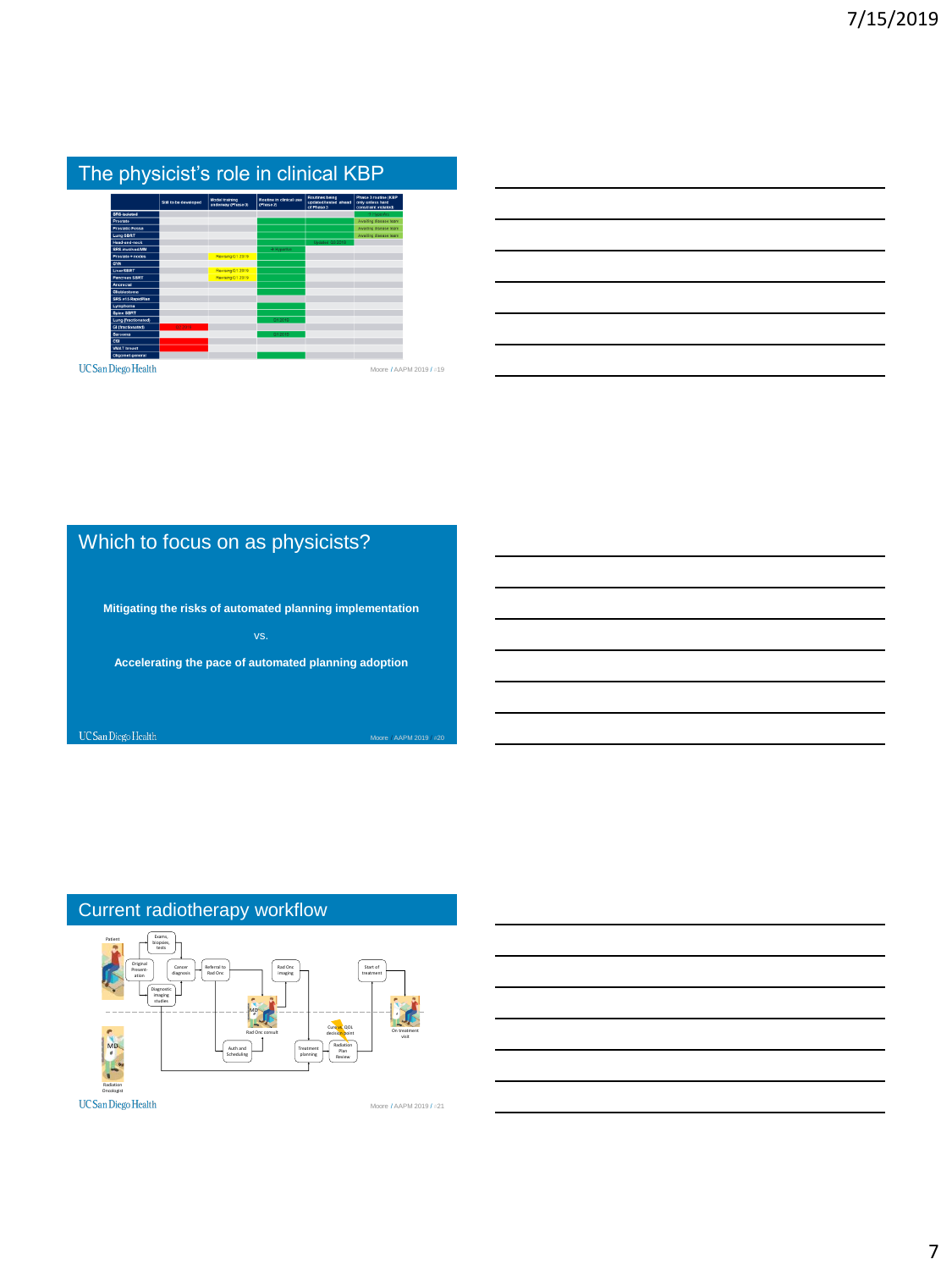## The physicist's role in clinical KBP

| | Still to be developed | Model training underway (Phase I) | Routine in clinical use (Phase 2) | Routines being updated/tested ahead of Phase 3 | Phase 3 routine (KBP only unless hard constraint violated) |
|---|---|---|---|---|---|
| SRS-isolated | | | | | |
| Prostate | | | | | Awaiting disease team |
| Prostate Pelvis | | | | | Awaiting disease team |
| Lung SBRT | | | | | Awaiting disease team |
| Head-and-neck | | | | Update Q3 2019 | |
| SRS multi-met/MM | | | In progress | | |
| Prostate + nodes | | Planning Q1 2019 | | | |
| GYN | | | | | |
| Liver SBRT | | Planning Q1 2019 | | | |
| Pancreas SBRT | | Planning Q1 2019 | | | |
| Anorectal | | | | | |
| Glioblastoma | | | | | |
| SRS <15 RapidPlan | | | | | |
| Lymphoma | | | | | |
| Spine SBRT | | | | | |
| Lung (fractionated) | | | Q4 2019 | | |
| GI (fractionated) | Q3 2019 | | | | |
| Sarcoma | | | Q3 2019 | | |
| CSI | | | | | |
| VMAT breast | | | | | |
| Oligomet general | | | | | |

UC San Diego Health — Moore / AAPM 2019 / 19

## Which to focus on as physicists?

**Mitigating the risks of automated planning implementation**

vs.

**Accelerating the pace of automated planning adoption**

UC San Diego Health — Moore AAPM 2019 20

## Current radiotherapy workflow

Patient → Original Presentation → Exams, biopsies, tests / Diagnostic imaging studies → Cancer diagnosis → Referral to Rad Onc → Auth and Scheduling → MD Rad Onc consult → Rad Onc imaging → Treatment planning → Radiation Plan Review → Cure vs. QOL decision point → Start of treatment → On treatment visit

Radiation Oncologist

UC San Diego Health — Moore / AAPM 2019 / 21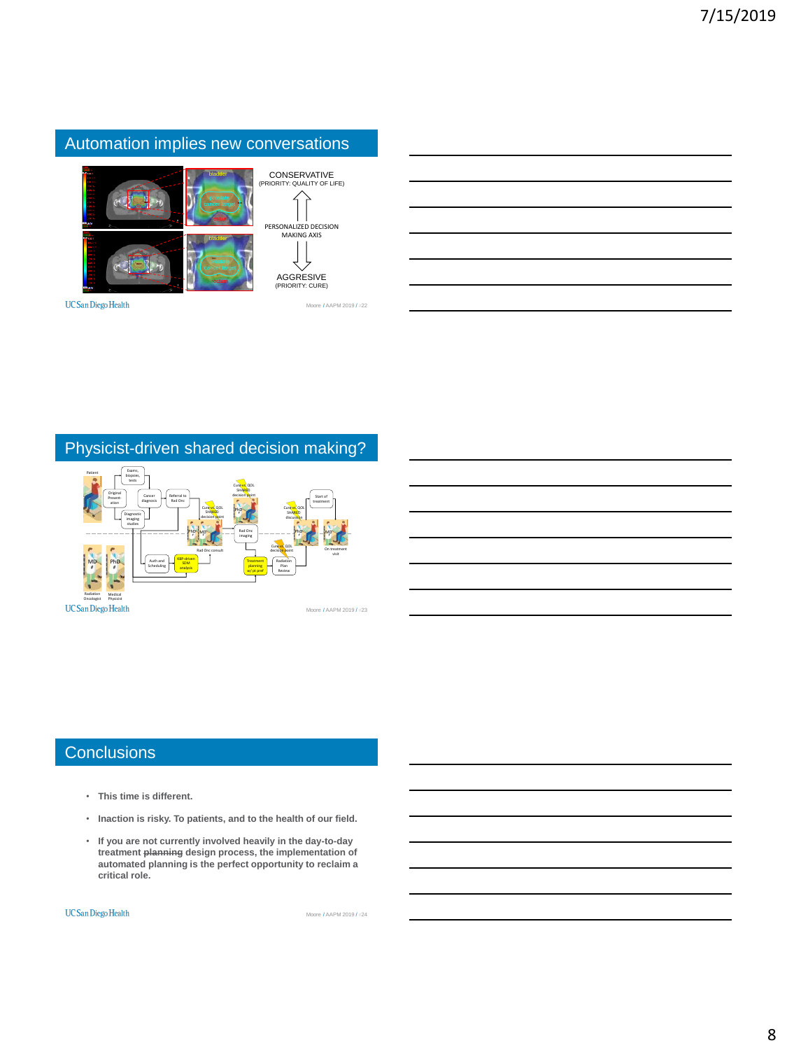## Automation implies new conversations

CONSERVATIVE
(PRIORITY: QUALITY OF LIFE)

PERSONALIZED DECISION MAKING AXIS

AGGRESSIVE
(PRIORITY: CURE)

## Physicist-driven shared decision making?

## Conclusions

- This time is different.
- Inaction is risky. To patients, and to the health of our field.
- If you are not currently involved heavily in the day-to-day treatment ~~planning~~ design process, the implementation of automated planning is the perfect opportunity to reclaim a critical role.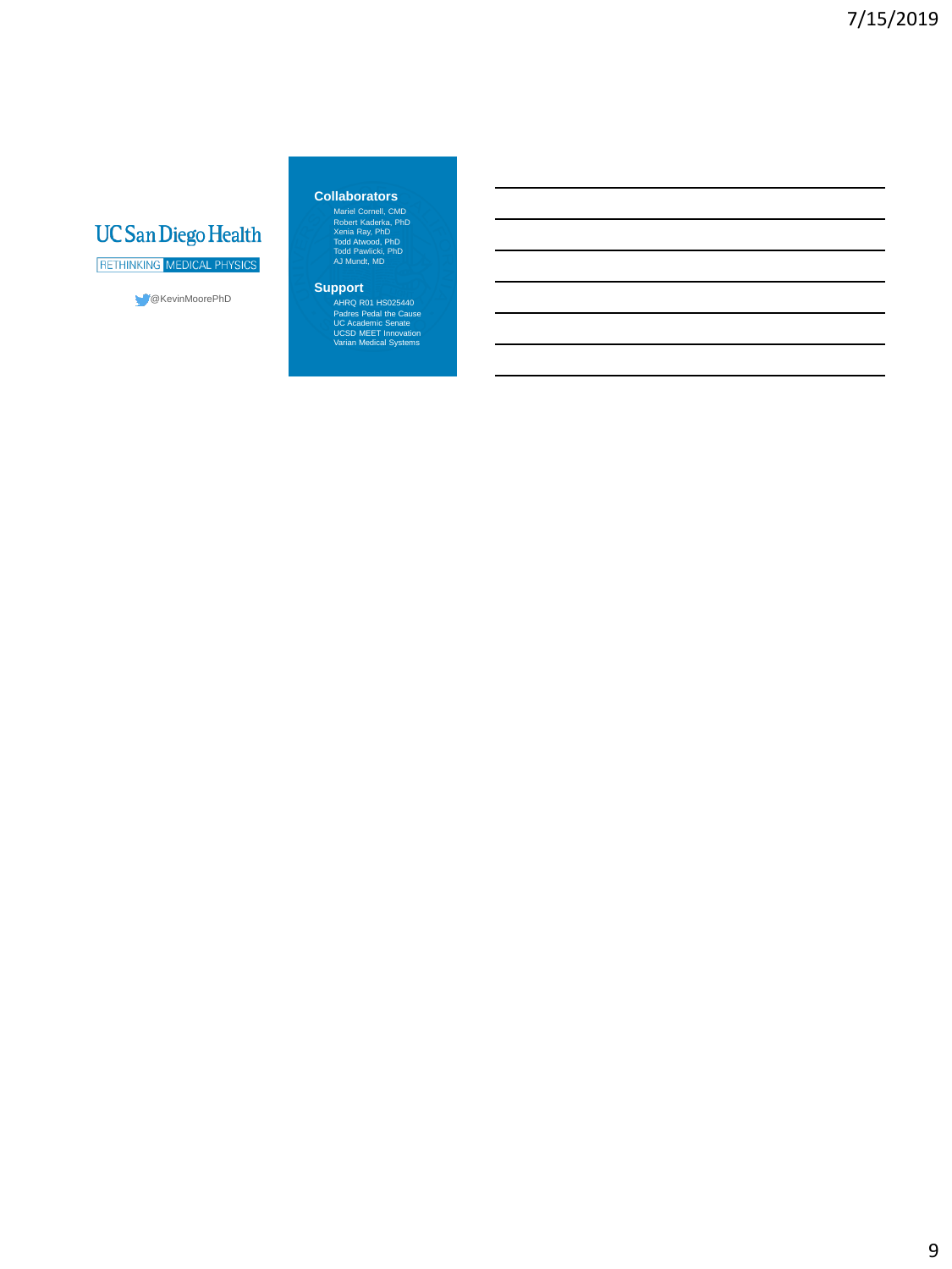UC San Diego Health

RETHINKING MEDICAL PHYSICS

@KevinMoorePhD

**Collaborators**

Mariel Cornell, CMD
Robert Kaderka, PhD
Xenia Ray, PhD
Todd Atwood, PhD
Todd Pawlicki, PhD
AJ Mundt, MD

**Support**

AHRQ R01 HS025440
Padres Pedal the Cause
UC Academic Senate
UCSD MEET Innovation
Varian Medical Systems